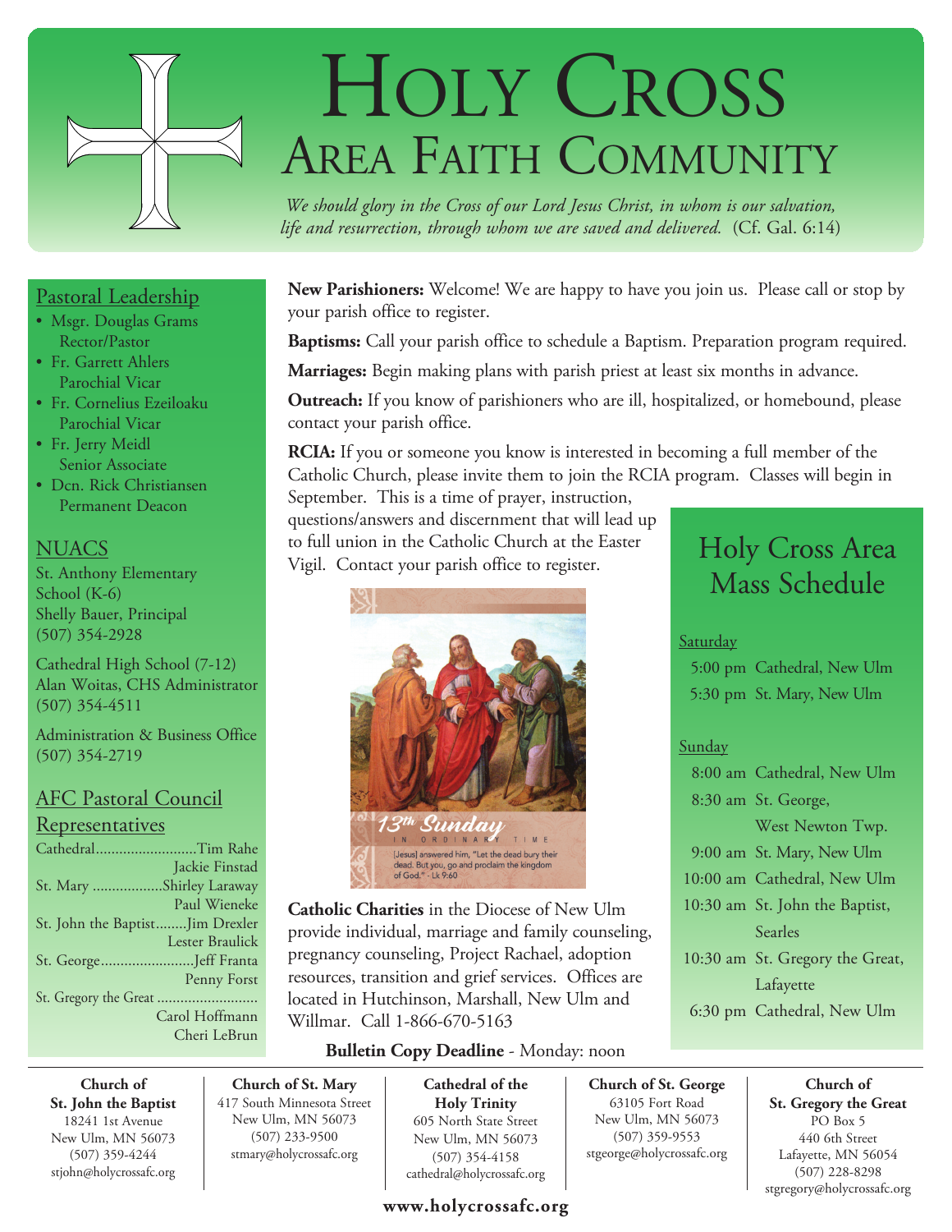# Holy Cross
## Area Faith Community

*We should glory in the Cross of our Lord Jesus Christ, in whom is our salvation, life and resurrection, through whom we are saved and delivered.* (Cf. Gal. 6:14)

### Pastoral Leadership

- Msgr. Douglas Grams
  Rector/Pastor
- Fr. Garrett Ahlers
  Parochial Vicar
- Fr. Cornelius Ezeiloaku
  Parochial Vicar
- Fr. Jerry Meidl
  Senior Associate
- Dcn. Rick Christiansen
  Permanent Deacon

### NUACS

St. Anthony Elementary School (K-6)
Shelly Bauer, Principal
(507) 354-2928

Cathedral High School (7-12)
Alan Woitas, CHS Administrator
(507) 354-4511

Administration & Business Office
(507) 354-2719

### AFC Pastoral Council Representatives

Cathedral..........................Tim Rahe
Jackie Finstad
St. Mary ..................Shirley Laraway
Paul Wieneke
St. John the Baptist........Jim Drexler
Lester Braulick
St. George........................Jeff Franta
Penny Forst
St. Gregory the Great ..........................
Carol Hoffmann
Cheri LeBrun

**New Parishioners:** Welcome! We are happy to have you join us. Please call or stop by your parish office to register.

**Baptisms:** Call your parish office to schedule a Baptism. Preparation program required.

**Marriages:** Begin making plans with parish priest at least six months in advance.

**Outreach:** If you know of parishioners who are ill, hospitalized, or homebound, please contact your parish office.

**RCIA:** If you or someone you know is interested in becoming a full member of the Catholic Church, please invite them to join the RCIA program. Classes will begin in September. This is a time of prayer, instruction, questions/answers and discernment that will lead up to full union in the Catholic Church at the Easter Vigil. Contact your parish office to register.

13th Sunday in Ordinary Time
[Jesus] answered him, "Let the dead bury their dead. But you, go and proclaim the kingdom of God." - Lk 9:60

**Catholic Charities** in the Diocese of New Ulm provide individual, marriage and family counseling, pregnancy counseling, Project Rachael, adoption resources, transition and grief services. Offices are located in Hutchinson, Marshall, New Ulm and Willmar. Call 1-866-670-5163

**Bulletin Copy Deadline** - Monday: noon

### Holy Cross Area Mass Schedule

**Saturday**
- 5:00 pm Cathedral, New Ulm
- 5:30 pm St. Mary, New Ulm

**Sunday**
- 8:00 am Cathedral, New Ulm
- 8:30 am St. George, West Newton Twp.
- 9:00 am St. Mary, New Ulm
- 10:00 am Cathedral, New Ulm
- 10:30 am St. John the Baptist, Searles
- 10:30 am St. Gregory the Great, Lafayette
- 6:30 pm Cathedral, New Ulm

**Church of St. John the Baptist**
18241 1st Avenue
New Ulm, MN 56073
(507) 359-4244
stjohn@holycrossafc.org

**Church of St. Mary**
417 South Minnesota Street
New Ulm, MN 56073
(507) 233-9500
stmary@holycrossafc.org

**Cathedral of the Holy Trinity**
605 North State Street
New Ulm, MN 56073
(507) 354-4158
cathedral@holycrossafc.org

**Church of St. George**
63105 Fort Road
New Ulm, MN 56073
(507) 359-9553
stgeorge@holycrossafc.org

**Church of St. Gregory the Great**
PO Box 5
440 6th Street
Lafayette, MN 56054
(507) 228-8298
stgregory@holycrossafc.org

**www.holycrossafc.org**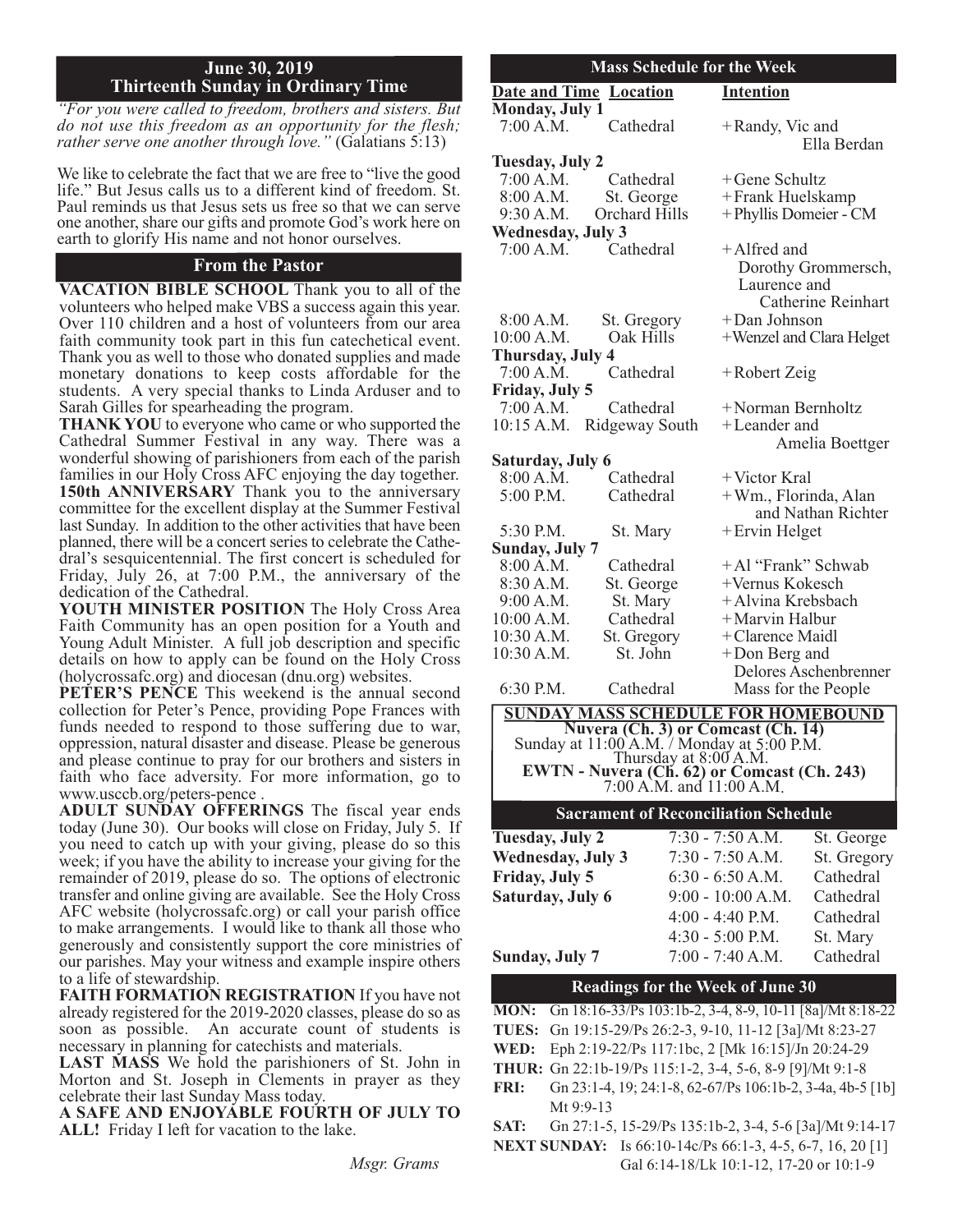## June 30, 2019
## Thirteenth Sunday in Ordinary Time

*"For you were called to freedom, brothers and sisters. But do not use this freedom as an opportunity for the flesh; rather serve one another through love."* (Galatians 5:13)

We like to celebrate the fact that we are free to "live the good life." But Jesus calls us to a different kind of freedom. St. Paul reminds us that Jesus sets us free so that we can serve one another, share our gifts and promote God's work here on earth to glorify His name and not honor ourselves.

## From the Pastor

**VACATION BIBLE SCHOOL** Thank you to all of the volunteers who helped make VBS a success again this year. Over 110 children and a host of volunteers from our area faith community took part in this fun catechetical event. Thank you as well to those who donated supplies and made monetary donations to keep costs affordable for the students. A very special thanks to Linda Arduser and to Sarah Gilles for spearheading the program.

**THANK YOU** to everyone who came or who supported the Cathedral Summer Festival in any way. There was a wonderful showing of parishioners from each of the parish families in our Holy Cross AFC enjoying the day together.

**150th ANNIVERSARY** Thank you to the anniversary committee for the excellent display at the Summer Festival last Sunday. In addition to the other activities that have been planned, there will be a concert series to celebrate the Cathedral's sesquicentennial. The first concert is scheduled for Friday, July 26, at 7:00 P.M., the anniversary of the dedication of the Cathedral.

**YOUTH MINISTER POSITION** The Holy Cross Area Faith Community has an open position for a Youth and Young Adult Minister. A full job description and specific details on how to apply can be found on the Holy Cross (holycrossafc.org) and diocesan (dnu.org) websites.

**PETER'S PENCE** This weekend is the annual second collection for Peter's Pence, providing Pope Frances with funds needed to respond to those suffering due to war, oppression, natural disaster and disease. Please be generous and please continue to pray for our brothers and sisters in faith who face adversity. For more information, go to www.usccb.org/peters-pence .

**ADULT SUNDAY OFFERINGS** The fiscal year ends today (June 30). Our books will close on Friday, July 5. If you need to catch up with your giving, please do so this week; if you have the ability to increase your giving for the remainder of 2019, please do so. The options of electronic transfer and online giving are available. See the Holy Cross AFC website (holycrossafc.org) or call your parish office to make arrangements. I would like to thank all those who generously and consistently support the core ministries of our parishes. May your witness and example inspire others to a life of stewardship.

**FAITH FORMATION REGISTRATION** If you have not already registered for the 2019-2020 classes, please do so as soon as possible. An accurate count of students is necessary in planning for catechists and materials.

**LAST MASS** We hold the parishioners of St. John in Morton and St. Joseph in Clements in prayer as they celebrate their last Sunday Mass today.

**A SAFE AND ENJOYABLE FOURTH OF JULY TO ALL!** Friday I left for vacation to the lake.

*Msgr. Grams*

## Mass Schedule for the Week

| Date and Time | Location | Intention |
|---|---|---|
| **Monday, July 1** | | |
| 7:00 A.M. | Cathedral | +Randy, Vic and Ella Berdan |
| **Tuesday, July 2** | | |
| 7:00 A.M. | Cathedral | +Gene Schultz |
| 8:00 A.M. | St. George | +Frank Huelskamp |
| 9:30 A.M. | Orchard Hills | +Phyllis Domeier - CM |
| **Wednesday, July 3** | | |
| 7:00 A.M. | Cathedral | +Alfred and Dorothy Grommersch, Laurence and Catherine Reinhart |
| 8:00 A.M. | St. Gregory | +Dan Johnson |
| 10:00 A.M. | Oak Hills | +Wenzel and Clara Helget |
| **Thursday, July 4** | | |
| 7:00 A.M. | Cathedral | +Robert Zeig |
| **Friday, July 5** | | |
| 7:00 A.M. | Cathedral | +Norman Bernholtz |
| 10:15 A.M. | Ridgeway South | +Leander and Amelia Boettger |
| **Saturday, July 6** | | |
| 8:00 A.M. | Cathedral | +Victor Kral |
| 5:00 P.M. | Cathedral | +Wm., Florinda, Alan and Nathan Richter |
| 5:30 P.M. | St. Mary | +Ervin Helget |
| **Sunday, July 7** | | |
| 8:00 A.M. | Cathedral | +Al "Frank" Schwab |
| 8:30 A.M. | St. George | +Vernus Kokesch |
| 9:00 A.M. | St. Mary | +Alvina Krebsbach |
| 10:00 A.M. | Cathedral | +Marvin Halbur |
| 10:30 A.M. | St. Gregory | +Clarence Maidl |
| 10:30 A.M. | St. John | +Don Berg and Delores Aschenbrenner |
| 6:30 P.M. | Cathedral | Mass for the People |

**SUNDAY MASS SCHEDULE FOR HOMEBOUND**
**Nuvera (Ch. 3) or Comcast (Ch. 14)**
Sunday at 11:00 A.M. / Monday at 5:00 P.M.
Thursday at 8:00 A.M.
**EWTN - Nuvera (Ch. 62) or Comcast (Ch. 243)**
7:00 A.M. and 11:00 A.M.

## Sacrament of Reconciliation Schedule

| | | |
|---|---|---|
| **Tuesday, July 2** | 7:30 - 7:50 A.M. | St. George |
| **Wednesday, July 3** | 7:30 - 7:50 A.M. | St. Gregory |
| **Friday, July 5** | 6:30 - 6:50 A.M. | Cathedral |
| **Saturday, July 6** | 9:00 - 10:00 A.M. | Cathedral |
| | 4:00 - 4:40 P.M. | Cathedral |
| | 4:30 - 5:00 P.M. | St. Mary |
| **Sunday, July 7** | 7:00 - 7:40 A.M. | Cathedral |

## Readings for the Week of June 30

**MON:** Gn 18:16-33/Ps 103:1b-2, 3-4, 8-9, 10-11 [8a]/Mt 8:18-22
**TUES:** Gn 19:15-29/Ps 26:2-3, 9-10, 11-12 [3a]/Mt 8:23-27
**WED:** Eph 2:19-22/Ps 117:1bc, 2 [Mk 16:15]/Jn 20:24-29
**THUR:** Gn 22:1b-19/Ps 115:1-2, 3-4, 5-6, 8-9 [9]/Mt 9:1-8
**FRI:** Gn 23:1-4, 19; 24:1-8, 62-67/Ps 106:1b-2, 3-4a, 4b-5 [1b] Mt 9:9-13
**SAT:** Gn 27:1-5, 15-29/Ps 135:1b-2, 3-4, 5-6 [3a]/Mt 9:14-17
**NEXT SUNDAY:** Is 66:10-14c/Ps 66:1-3, 4-5, 6-7, 16, 20 [1] Gal 6:14-18/Lk 10:1-12, 17-20 or 10:1-9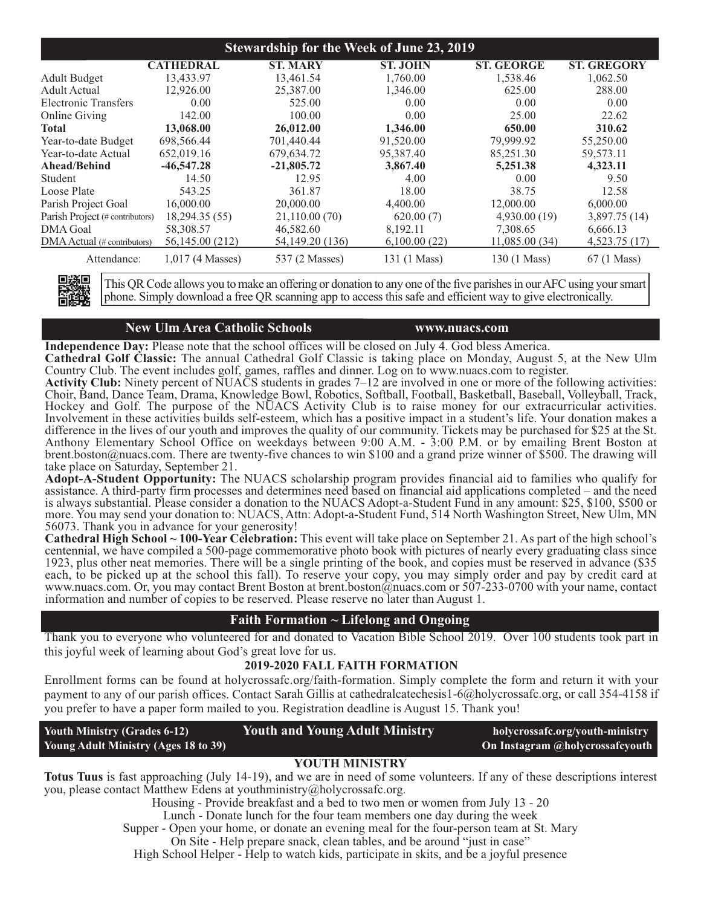## Stewardship for the Week of June 23, 2019

| | CATHEDRAL | ST. MARY | ST. JOHN | ST. GEORGE | ST. GREGORY |
|---|---|---|---|---|---|
| Adult Budget | 13,433.97 | 13,461.54 | 1,760.00 | 1,538.46 | 1,062.50 |
| Adult Actual | 12,926.00 | 25,387.00 | 1,346.00 | 625.00 | 288.00 |
| Electronic Transfers | 0.00 | 525.00 | 0.00 | 0.00 | 0.00 |
| Online Giving | 142.00 | 100.00 | 0.00 | 25.00 | 22.62 |
| **Total** | **13,068.00** | **26,012.00** | **1,346.00** | **650.00** | **310.62** |
| Year-to-date Budget | 698,566.44 | 701,440.44 | 91,520.00 | 79,999.92 | 55,250.00 |
| Year-to-date Actual | 652,019.16 | 679,634.72 | 95,387.40 | 85,251.30 | 59,573.11 |
| **Ahead/Behind** | **-46,547.28** | **-21,805.72** | **3,867.40** | **5,251.38** | **4,323.11** |
| Student | 14.50 | 12.95 | 4.00 | 0.00 | 9.50 |
| Loose Plate | 543.25 | 361.87 | 18.00 | 38.75 | 12.58 |
| Parish Project Goal | 16,000.00 | 20,000.00 | 4,400.00 | 12,000.00 | 6,000.00 |
| Parish Project (# contributors) | 18,294.35 (55) | 21,110.00 (70) | 620.00 (7) | 4,930.00 (19) | 3,897.75 (14) |
| DMA Goal | 58,308.57 | 46,582.60 | 8,192.11 | 7,308.65 | 6,666.13 |
| DMA Actual (# contributors) | 56,145.00 (212) | 54,149.20 (136) | 6,100.00 (22) | 11,085.00 (34) | 4,523.75 (17) |
| Attendance: | 1,017 (4 Masses) | 537 (2 Masses) | 131 (1 Mass) | 130 (1 Mass) | 67 (1 Mass) |

This QR Code allows you to make an offering or donation to any one of the five parishes in our AFC using your smart phone. Simply download a free QR scanning app to access this safe and efficient way to give electronically.

## New Ulm Area Catholic Schools — www.nuacs.com

**Independence Day:** Please note that the school offices will be closed on July 4. God bless America.

**Cathedral Golf Classic:** The annual Cathedral Golf Classic is taking place on Monday, August 5, at the New Ulm Country Club. The event includes golf, games, raffles and dinner. Log on to www.nuacs.com to register.

**Activity Club:** Ninety percent of NUACS students in grades 7–12 are involved in one or more of the following activities: Choir, Band, Dance Team, Drama, Knowledge Bowl, Robotics, Softball, Football, Basketball, Baseball, Volleyball, Track, Hockey and Golf. The purpose of the NUACS Activity Club is to raise money for our extracurricular activities. Involvement in these activities builds self-esteem, which has a positive impact in a student's life. Your donation makes a difference in the lives of our youth and improves the quality of our community. Tickets may be purchased for $25 at the St. Anthony Elementary School Office on weekdays between 9:00 A.M. - 3:00 P.M. or by emailing Brent Boston at brent.boston@nuacs.com. There are twenty-five chances to win $100 and a grand prize winner of $500. The drawing will take place on Saturday, September 21.

**Adopt-A-Student Opportunity:** The NUACS scholarship program provides financial aid to families who qualify for assistance. A third-party firm processes and determines need based on financial aid applications completed – and the need is always substantial. Please consider a donation to the NUACS Adopt-a-Student Fund in any amount: $25, $100, $500 or more. You may send your donation to: NUACS, Attn: Adopt-a-Student Fund, 514 North Washington Street, New Ulm, MN 56073. Thank you in advance for your generosity!

**Cathedral High School ~ 100-Year Celebration:** This event will take place on September 21. As part of the high school's centennial, we have compiled a 500-page commemorative photo book with pictures of nearly every graduating class since 1923, plus other neat memories. There will be a single printing of the book, and copies must be reserved in advance ($35 each, to be picked up at the school this fall). To reserve your copy, you may simply order and pay by credit card at www.nuacs.com. Or, you may contact Brent Boston at brent.boston@nuacs.com or 507-233-0700 with your name, contact information and number of copies to be reserved. Please reserve no later than August 1.

## Faith Formation ~ Lifelong and Ongoing

Thank you to everyone who volunteered for and donated to Vacation Bible School 2019. Over 100 students took part in this joyful week of learning about God's great love for us.

### 2019-2020 FALL FAITH FORMATION

Enrollment forms can be found at holycrossafc.org/faith-formation. Simply complete the form and return it with your payment to any of our parish offices. Contact Sarah Gillis at cathedralcatechesis1-6@holycrossafc.org, or call 354-4158 if you prefer to have a paper form mailed to you. Registration deadline is August 15. Thank you!

## Youth and Young Adult Ministry

**Youth Ministry (Grades 6-12)**
**Young Adult Ministry (Ages 18 to 39)**

**holycrossafc.org/youth-ministry**
**On Instagram @holycrossafcyouth**

### YOUTH MINISTRY

**Totus Tuus** is fast approaching (July 14-19), and we are in need of some volunteers. If any of these descriptions interest you, please contact Matthew Edens at youthministry@holycrossafc.org.

Housing - Provide breakfast and a bed to two men or women from July 13 - 20

Lunch - Donate lunch for the four team members one day during the week

Supper - Open your home, or donate an evening meal for the four-person team at St. Mary

On Site - Help prepare snack, clean tables, and be around "just in case"

High School Helper - Help to watch kids, participate in skits, and be a joyful presence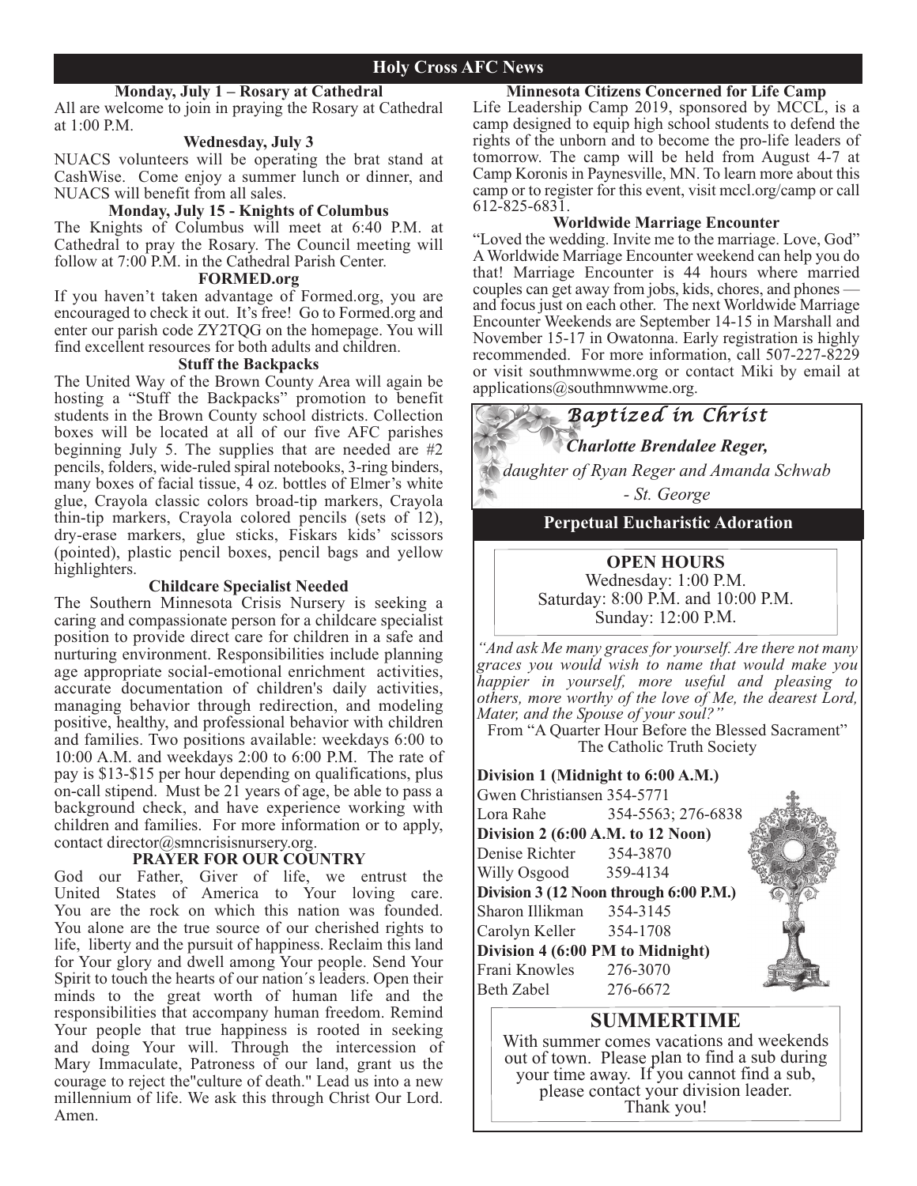## Holy Cross AFC News

### Monday, July 1 – Rosary at Cathedral

All are welcome to join in praying the Rosary at Cathedral at 1:00 P.M.

### Wednesday, July 3

NUACS volunteers will be operating the brat stand at CashWise. Come enjoy a summer lunch or dinner, and NUACS will benefit from all sales.

### Monday, July 15 - Knights of Columbus

The Knights of Columbus will meet at 6:40 P.M. at Cathedral to pray the Rosary. The Council meeting will follow at 7:00 P.M. in the Cathedral Parish Center.

### FORMED.org

If you haven't taken advantage of Formed.org, you are encouraged to check it out. It's free! Go to Formed.org and enter our parish code ZY2TQG on the homepage. You will find excellent resources for both adults and children.

### Stuff the Backpacks

The United Way of the Brown County Area will again be hosting a "Stuff the Backpacks" promotion to benefit students in the Brown County school districts. Collection boxes will be located at all of our five AFC parishes beginning July 5. The supplies that are needed are #2 pencils, folders, wide-ruled spiral notebooks, 3-ring binders, many boxes of facial tissue, 4 oz. bottles of Elmer's white glue, Crayola classic colors broad-tip markers, Crayola thin-tip markers, Crayola colored pencils (sets of 12), dry-erase markers, glue sticks, Fiskars kids' scissors (pointed), plastic pencil boxes, pencil bags and yellow highlighters.

### Childcare Specialist Needed

The Southern Minnesota Crisis Nursery is seeking a caring and compassionate person for a childcare specialist position to provide direct care for children in a safe and nurturing environment. Responsibilities include planning age appropriate social-emotional enrichment activities, accurate documentation of children's daily activities, managing behavior through redirection, and modeling positive, healthy, and professional behavior with children and families. Two positions available: weekdays 6:00 to 10:00 A.M. and weekdays 2:00 to 6:00 P.M. The rate of pay is $13-$15 per hour depending on qualifications, plus on-call stipend. Must be 21 years of age, be able to pass a background check, and have experience working with children and families. For more information or to apply, contact director@smncrisisnursery.org.

### PRAYER FOR OUR COUNTRY

God our Father, Giver of life, we entrust the United States of America to Your loving care. You are the rock on which this nation was founded. You alone are the true source of our cherished rights to life, liberty and the pursuit of happiness. Reclaim this land for Your glory and dwell among Your people. Send Your Spirit to touch the hearts of our nation´s leaders. Open their minds to the great worth of human life and the responsibilities that accompany human freedom. Remind Your people that true happiness is rooted in seeking and doing Your will. Through the intercession of Mary Immaculate, Patroness of our land, grant us the courage to reject the"culture of death." Lead us into a new millennium of life. We ask this through Christ Our Lord. Amen.

### Minnesota Citizens Concerned for Life Camp

Life Leadership Camp 2019, sponsored by MCCL, is a camp designed to equip high school students to defend the rights of the unborn and to become the pro-life leaders of tomorrow. The camp will be held from August 4-7 at Camp Koronis in Paynesville, MN. To learn more about this camp or to register for this event, visit mccl.org/camp or call 612-825-6831.

### Worldwide Marriage Encounter

"Loved the wedding. Invite me to the marriage. Love, God" A Worldwide Marriage Encounter weekend can help you do that! Marriage Encounter is 44 hours where married couples can get away from jobs, kids, chores, and phones — and focus just on each other. The next Worldwide Marriage Encounter Weekends are September 14-15 in Marshall and November 15-17 in Owatonna. Early registration is highly recommended. For more information, call 507-227-8229 or visit southmnwwme.org or contact Miki by email at applications@southmnwwme.org.

### *Baptized in Christ*

***Charlotte Brendalee Reger,***

*daughter of Ryan Reger and Amanda Schwab*

*- St. George*

## Perpetual Eucharistic Adoration

**OPEN HOURS**

Wednesday: 1:00 P.M.
Saturday: 8:00 P.M. and 10:00 P.M.
Sunday: 12:00 P.M.

*"And ask Me many graces for yourself. Are there not many graces you would wish to name that would make you happier in yourself, more useful and pleasing to others, more worthy of the love of Me, the dearest Lord, Mater, and the Spouse of your soul?"*

From "A Quarter Hour Before the Blessed Sacrament"
The Catholic Truth Society

**Division 1 (Midnight to 6:00 A.M.)**
Gwen Christiansen 354-5771
Lora Rahe 354-5563; 276-6838

**Division 2 (6:00 A.M. to 12 Noon)**
Denise Richter 354-3870
Willy Osgood 359-4134

**Division 3 (12 Noon through 6:00 P.M.)**
Sharon Illikman 354-3145
Carolyn Keller 354-1708

**Division 4 (6:00 PM to Midnight)**
Frani Knowles 276-3070
Beth Zabel 276-6672

### SUMMERTIME

With summer comes vacations and weekends out of town. Please plan to find a sub during your time away. If you cannot find a sub, please contact your division leader. Thank you!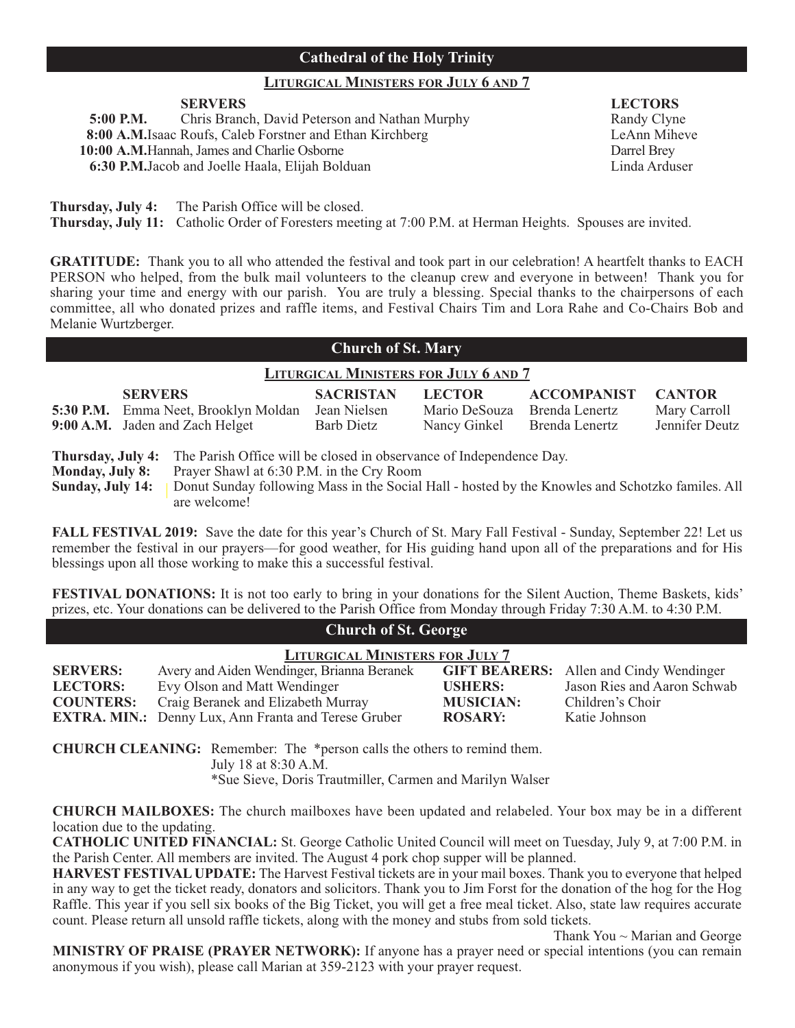## Cathedral of the Holy Trinity

### Liturgical Ministers for July 6 and 7

| | SERVERS | LECTORS |
|---|---|---|
| 5:00 P.M. | Chris Branch, David Peterson and Nathan Murphy | Randy Clyne |
| 8:00 A.M. | Isaac Roufs, Caleb Forstner and Ethan Kirchberg | LeAnn Miheve |
| 10:00 A.M. | Hannah, James and Charlie Osborne | Darrel Brey |
| 6:30 P.M. | Jacob and Joelle Haala, Elijah Bolduan | Linda Arduser |

**Thursday, July 4:** The Parish Office will be closed.
**Thursday, July 11:** Catholic Order of Foresters meeting at 7:00 P.M. at Herman Heights. Spouses are invited.

**GRATITUDE:** Thank you to all who attended the festival and took part in our celebration! A heartfelt thanks to EACH PERSON who helped, from the bulk mail volunteers to the cleanup crew and everyone in between! Thank you for sharing your time and energy with our parish. You are truly a blessing. Special thanks to the chairpersons of each committee, all who donated prizes and raffle items, and Festival Chairs Tim and Lora Rahe and Co-Chairs Bob and Melanie Wurtzberger.

## Church of St. Mary

### Liturgical Ministers for July 6 and 7

| | SERVERS | SACRISTAN | LECTOR | ACCOMPANIST | CANTOR |
|---|---|---|---|---|---|
| 5:30 P.M. | Emma Neet, Brooklyn Moldan | Jean Nielsen | Mario DeSouza | Brenda Lenertz | Mary Carroll |
| 9:00 A.M. | Jaden and Zach Helget | Barb Dietz | Nancy Ginkel | Brenda Lenertz | Jennifer Deutz |

**Thursday, July 4:** The Parish Office will be closed in observance of Independence Day.
**Monday, July 8:** Prayer Shawl at 6:30 P.M. in the Cry Room
**Sunday, July 14:** Donut Sunday following Mass in the Social Hall - hosted by the Knowles and Schotzko familes. All are welcome!

**FALL FESTIVAL 2019:** Save the date for this year's Church of St. Mary Fall Festival - Sunday, September 22! Let us remember the festival in our prayers—for good weather, for His guiding hand upon all of the preparations and for His blessings upon all those working to make this a successful festival.

**FESTIVAL DONATIONS:** It is not too early to bring in your donations for the Silent Auction, Theme Baskets, kids' prizes, etc. Your donations can be delivered to the Parish Office from Monday through Friday 7:30 A.M. to 4:30 P.M.

## Church of St. George

### Liturgical Ministers for July 7

| | | | |
|---|---|---|---|
| **SERVERS:** | Avery and Aiden Wendinger, Brianna Beranek | **GIFT BEARERS:** | Allen and Cindy Wendinger |
| **LECTORS:** | Evy Olson and Matt Wendinger | **USHERS:** | Jason Ries and Aaron Schwab |
| **COUNTERS:** | Craig Beranek and Elizabeth Murray | **MUSICIAN:** | Children's Choir |
| **EXTRA. MIN.:** | Denny Lux, Ann Franta and Terese Gruber | **ROSARY:** | Katie Johnson |

**CHURCH CLEANING:** Remember: The *person calls the others to remind them.
July 18 at 8:30 A.M.
*Sue Sieve, Doris Trautmiller, Carmen and Marilyn Walser

**CHURCH MAILBOXES:** The church mailboxes have been updated and relabeled. Your box may be in a different location due to the updating.

**CATHOLIC UNITED FINANCIAL:** St. George Catholic United Council will meet on Tuesday, July 9, at 7:00 P.M. in the Parish Center. All members are invited. The August 4 pork chop supper will be planned.

**HARVEST FESTIVAL UPDATE:** The Harvest Festival tickets are in your mail boxes. Thank you to everyone that helped in any way to get the ticket ready, donators and solicitors. Thank you to Jim Forst for the donation of the hog for the Hog Raffle. This year if you sell six books of the Big Ticket, you will get a free meal ticket. Also, state law requires accurate count. Please return all unsold raffle tickets, along with the money and stubs from sold tickets.

Thank You ~ Marian and George

**MINISTRY OF PRAISE (PRAYER NETWORK):** If anyone has a prayer need or special intentions (you can remain anonymous if you wish), please call Marian at 359-2123 with your prayer request.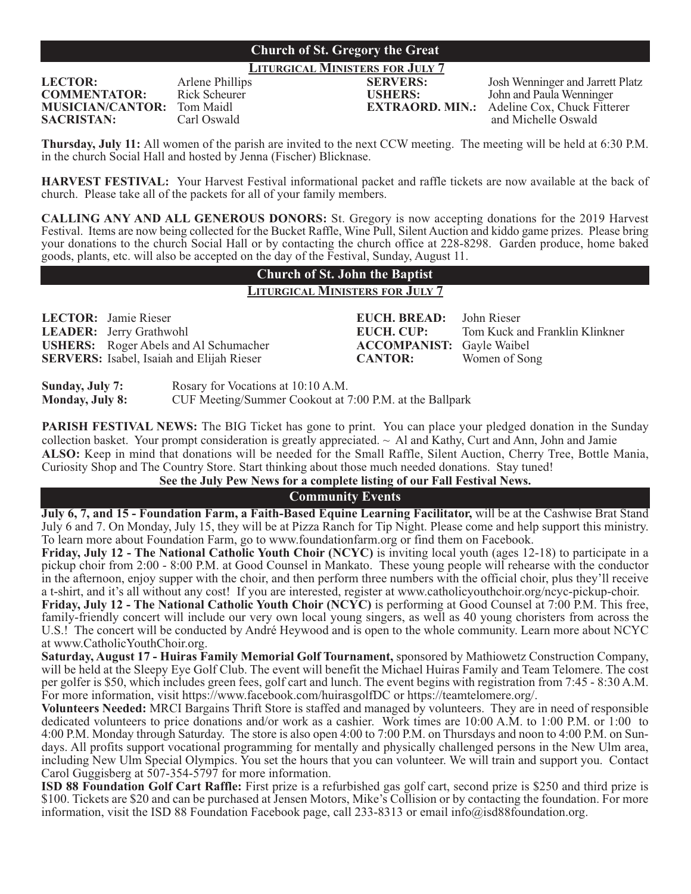## Church of St. Gregory the Great

### Liturgical Ministers for July 7

**LECTOR:** Arlene Phillips
**COMMENTATOR:** Rick Scheurer
**MUSICIAN/CANTOR:** Tom Maidl
**SACRISTAN:** Carl Oswald
**SERVERS:** Josh Wenninger and Jarrett Platz
**USHERS:** John and Paula Wenninger
**EXTRAORD. MIN.:** Adeline Cox, Chuck Fitterer and Michelle Oswald

**Thursday, July 11:** All women of the parish are invited to the next CCW meeting. The meeting will be held at 6:30 P.M. in the church Social Hall and hosted by Jenna (Fischer) Blicknase.

**HARVEST FESTIVAL:** Your Harvest Festival informational packet and raffle tickets are now available at the back of church. Please take all of the packets for all of your family members.

**CALLING ANY AND ALL GENEROUS DONORS:** St. Gregory is now accepting donations for the 2019 Harvest Festival. Items are now being collected for the Bucket Raffle, Wine Pull, Silent Auction and kiddo game prizes. Please bring your donations to the church Social Hall or by contacting the church office at 228-8298. Garden produce, home baked goods, plants, etc. will also be accepted on the day of the Festival, Sunday, August 11.

## Church of St. John the Baptist

### Liturgical Ministers for July 7

**LECTOR:** Jamie Rieser
**LEADER:** Jerry Grathwohl
**USHERS:** Roger Abels and Al Schumacher
**SERVERS:** Isabel, Isaiah and Elijah Rieser
**EUCH. BREAD:** John Rieser
**EUCH. CUP:** Tom Kuck and Franklin Klinkner
**ACCOMPANIST:** Gayle Waibel
**CANTOR:** Women of Song

**Sunday, July 7:** Rosary for Vocations at 10:10 A.M.
**Monday, July 8:** CUF Meeting/Summer Cookout at 7:00 P.M. at the Ballpark

**PARISH FESTIVAL NEWS:** The BIG Ticket has gone to print. You can place your pledged donation in the Sunday collection basket. Your prompt consideration is greatly appreciated. ~ Al and Kathy, Curt and Ann, John and Jamie
**ALSO:** Keep in mind that donations will be needed for the Small Raffle, Silent Auction, Cherry Tree, Bottle Mania, Curiosity Shop and The Country Store. Start thinking about those much needed donations. Stay tuned!

**See the July Pew News for a complete listing of our Fall Festival News.**

## Community Events

**July 6, 7, and 15 - Foundation Farm, a Faith-Based Equine Learning Facilitator,** will be at the Cashwise Brat Stand July 6 and 7. On Monday, July 15, they will be at Pizza Ranch for Tip Night. Please come and help support this ministry. To learn more about Foundation Farm, go to www.foundationfarm.org or find them on Facebook.

**Friday, July 12 - The National Catholic Youth Choir (NCYC)** is inviting local youth (ages 12-18) to participate in a pickup choir from 2:00 - 8:00 P.M. at Good Counsel in Mankato. These young people will rehearse with the conductor in the afternoon, enjoy supper with the choir, and then perform three numbers with the official choir, plus they'll receive a t-shirt, and it's all without any cost! If you are interested, register at www.catholicyouthchoir.org/ncyc-pickup-choir.

**Friday, July 12 - The National Catholic Youth Choir (NCYC)** is performing at Good Counsel at 7:00 P.M. This free, family-friendly concert will include our very own local young singers, as well as 40 young choristers from across the U.S.! The concert will be conducted by André Heywood and is open to the whole community. Learn more about NCYC at www.CatholicYouthChoir.org.

**Saturday, August 17 - Huiras Family Memorial Golf Tournament,** sponsored by Mathiowetz Construction Company, will be held at the Sleepy Eye Golf Club. The event will benefit the Michael Huiras Family and Team Telomere. The cost per golfer is $50, which includes green fees, golf cart and lunch. The event begins with registration from 7:45 - 8:30 A.M. For more information, visit https://www.facebook.com/huirasgolfDC or https://teamtelomere.org/.

**Volunteers Needed:** MRCI Bargains Thrift Store is staffed and managed by volunteers. They are in need of responsible dedicated volunteers to price donations and/or work as a cashier. Work times are 10:00 A.M. to 1:00 P.M. or 1:00 to 4:00 P.M. Monday through Saturday. The store is also open 4:00 to 7:00 P.M. on Thursdays and noon to 4:00 P.M. on Sundays. All profits support vocational programming for mentally and physically challenged persons in the New Ulm area, including New Ulm Special Olympics. You set the hours that you can volunteer. We will train and support you. Contact Carol Guggisberg at 507-354-5797 for more information.

**ISD 88 Foundation Golf Cart Raffle:** First prize is a refurbished gas golf cart, second prize is $250 and third prize is $100. Tickets are $20 and can be purchased at Jensen Motors, Mike's Collision or by contacting the foundation. For more information, visit the ISD 88 Foundation Facebook page, call 233-8313 or email info@isd88foundation.org.